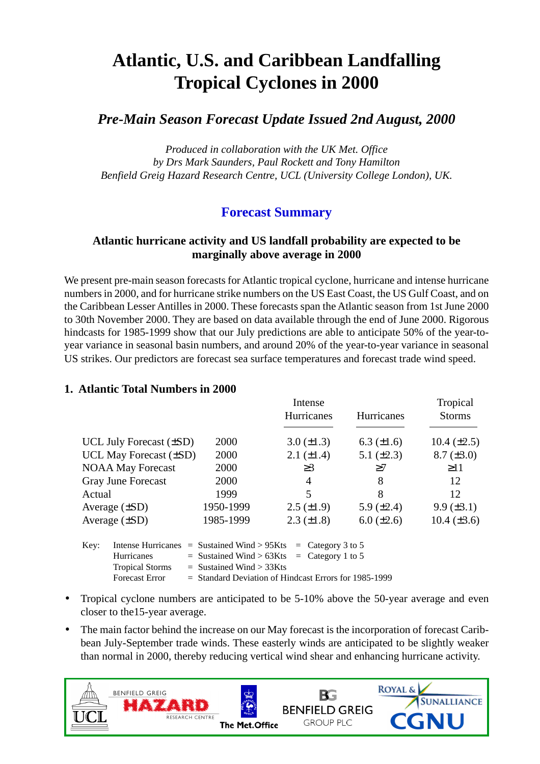# Atlantic, U.S. and Caribbean Landfalling Tropical Cyclones in 2000

## *Pre-Main Season Forecast Update Issued 2nd August, 2000*

*Produced in collaboration with the UK Met. Office*
*by Drs Mark Saunders, Paul Rockett and Tony Hamilton*
*Benfield Greig Hazard Research Centre, UCL (University College London), UK.*

## Forecast Summary

**Atlantic hurricane activity and US landfall probability are expected to be marginally above average in 2000**

We present pre-main season forecasts for Atlantic tropical cyclone, hurricane and intense hurricane numbers in 2000, and for hurricane strike numbers on the US East Coast, the US Gulf Coast, and on the Caribbean Lesser Antilles in 2000. These forecasts span the Atlantic season from 1st June 2000 to 30th November 2000. They are based on data available through the end of June 2000. Rigorous hindcasts for 1985-1999 show that our July predictions are able to anticipate 50% of the year-to-year variance in seasonal basin numbers, and around 20% of the year-to-year variance in seasonal US strikes. Our predictors are forecast sea surface temperatures and forecast trade wind speed.

### 1. Atlantic Total Numbers in 2000

| | | Intense Hurricanes | Hurricanes | Tropical Storms |
|---|---|---|---|---|
| UCL July Forecast (±SD) | 2000 | 3.0 (±1.3) | 6.3 (±1.6) | 10.4 (±2.5) |
| UCL May Forecast (±SD) | 2000 | 2.1 (±1.4) | 5.1 (±2.3) | 8.7 (±3.0) |
| NOAA May Forecast | 2000 | ≥3 | ≥7 | ≥11 |
| Gray June Forecast | 2000 | 4 | 8 | 12 |
| Actual | 1999 | 5 | 8 | 12 |
| Average (±SD) | 1950-1999 | 2.5 (±1.9) | 5.9 (±2.4) | 9.9 (±3.1) |
| Average (±SD) | 1985-1999 | 2.3 (±1.8) | 6.0 (±2.6) | 10.4 (±3.6) |

Key:
- Intense Hurricanes = Sustained Wind > 95Kts = Category 3 to 5
- Hurricanes = Sustained Wind > 63Kts = Category 1 to 5
- Tropical Storms = Sustained Wind > 33Kts
- Forecast Error = Standard Deviation of Hindcast Errors for 1985-1999

- Tropical cyclone numbers are anticipated to be 5-10% above the 50-year average and even closer to the15-year average.
- The main factor behind the increase on our May forecast is the incorporation of forecast Caribbean July-September trade winds. These easterly winds are anticipated to be slightly weaker than normal in 2000, thereby reducing vertical wind shear and enhancing hurricane activity.

UCL | Benfield Greig Hazard Research Centre | The Met.Office | Benfield Greig Group PLC | Royal & SunAlliance | CGNU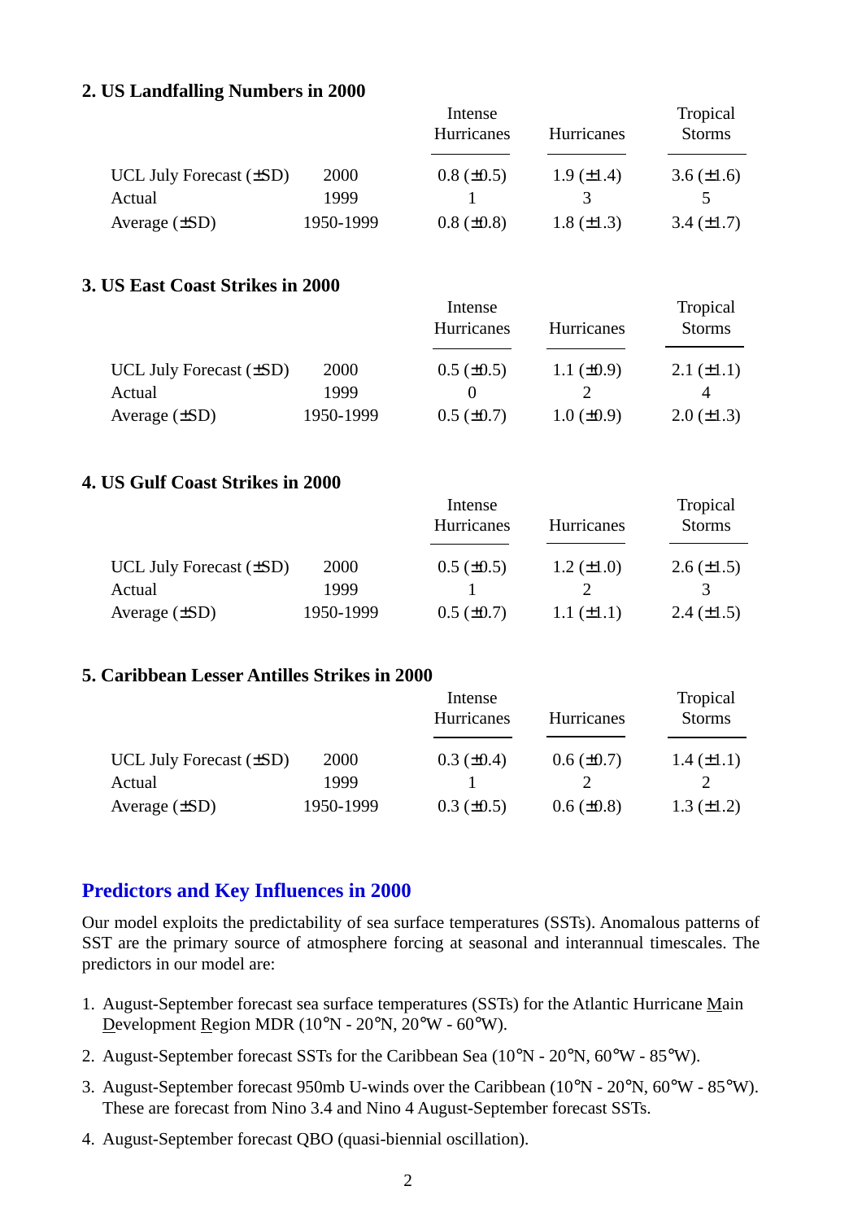**2. US Landfalling Numbers in 2000**

| | | Intense Hurricanes | Hurricanes | Tropical Storms |
|---|---|---|---|---|
| UCL July Forecast (±SD) | 2000 | 0.8 (±0.5) | 1.9 (±1.4) | 3.6 (±1.6) |
| Actual | 1999 | 1 | 3 | 5 |
| Average (±SD) | 1950-1999 | 0.8 (±0.8) | 1.8 (±1.3) | 3.4 (±1.7) |

**3. US East Coast Strikes in 2000**

| | | Intense Hurricanes | Hurricanes | Tropical Storms |
|---|---|---|---|---|
| UCL July Forecast (±SD) | 2000 | 0.5 (±0.5) | 1.1 (±0.9) | 2.1 (±1.1) |
| Actual | 1999 | 0 | 2 | 4 |
| Average (±SD) | 1950-1999 | 0.5 (±0.7) | 1.0 (±0.9) | 2.0 (±1.3) |

**4. US Gulf Coast Strikes in 2000**

| | | Intense Hurricanes | Hurricanes | Tropical Storms |
|---|---|---|---|---|
| UCL July Forecast (±SD) | 2000 | 0.5 (±0.5) | 1.2 (±1.0) | 2.6 (±1.5) |
| Actual | 1999 | 1 | 2 | 3 |
| Average (±SD) | 1950-1999 | 0.5 (±0.7) | 1.1 (±1.1) | 2.4 (±1.5) |

**5. Caribbean Lesser Antilles Strikes in 2000**

| | | Intense Hurricanes | Hurricanes | Tropical Storms |
|---|---|---|---|---|
| UCL July Forecast (±SD) | 2000 | 0.3 (±0.4) | 0.6 (±0.7) | 1.4 (±1.1) |
| Actual | 1999 | 1 | 2 | 2 |
| Average (±SD) | 1950-1999 | 0.3 (±0.5) | 0.6 (±0.8) | 1.3 (±1.2) |

## Predictors and Key Influences in 2000

Our model exploits the predictability of sea surface temperatures (SSTs). Anomalous patterns of SST are the primary source of atmosphere forcing at seasonal and interannual timescales. The predictors in our model are:

1. August-September forecast sea surface temperatures (SSTs) for the Atlantic Hurricane Main Development Region MDR (10°N - 20°N, 20°W - 60°W).
2. August-September forecast SSTs for the Caribbean Sea (10°N - 20°N, 60°W - 85°W).
3. August-September forecast 950mb U-winds over the Caribbean (10°N - 20°N, 60°W - 85°W). These are forecast from Nino 3.4 and Nino 4 August-September forecast SSTs.
4. August-September forecast QBO (quasi-biennial oscillation).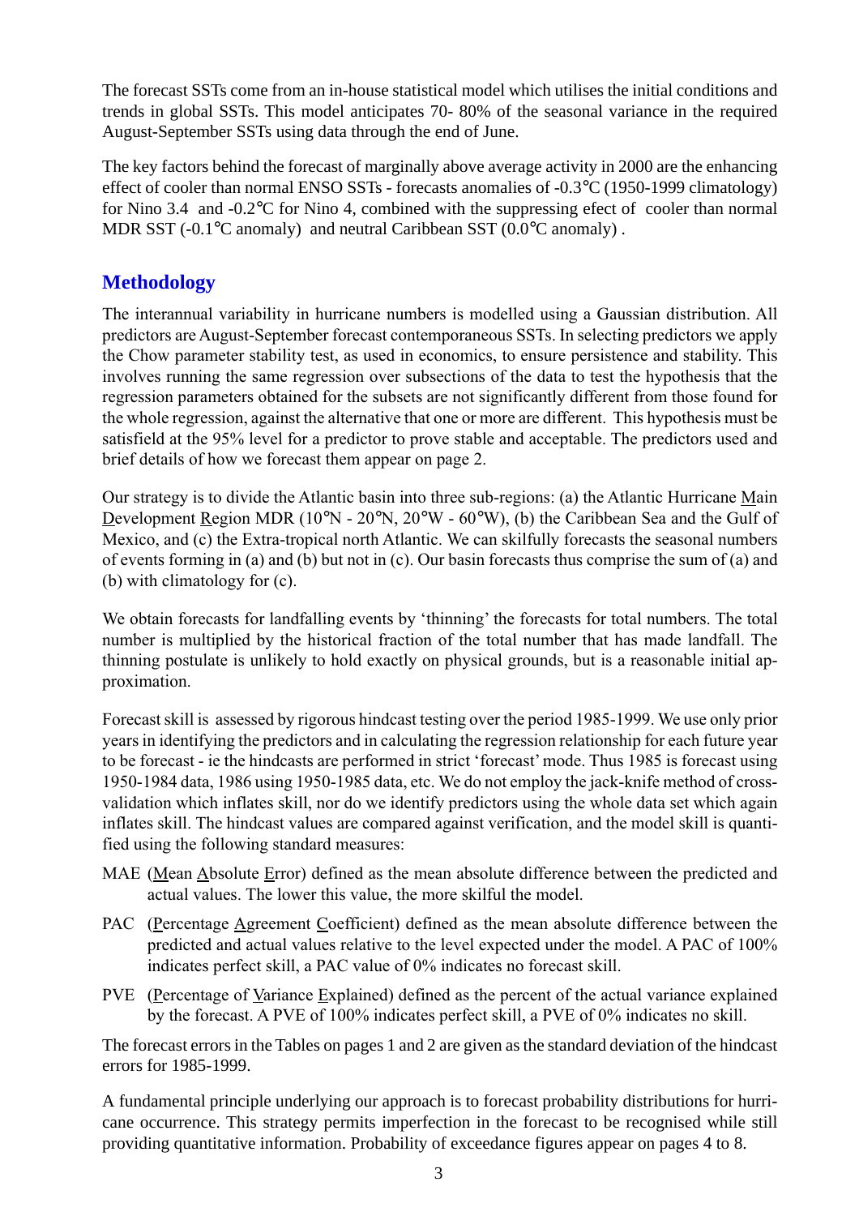The forecast SSTs come from an in-house statistical model which utilises the initial conditions and trends in global SSTs. This model anticipates 70- 80% of the seasonal variance in the required August-September SSTs using data through the end of June.

The key factors behind the forecast of marginally above average activity in 2000 are the enhancing effect of cooler than normal ENSO SSTs - forecasts anomalies of -0.3°C (1950-1999 climatology) for Nino 3.4 and -0.2°C for Nino 4, combined with the suppressing efect of cooler than normal MDR SST (-0.1°C anomaly) and neutral Caribbean SST (0.0°C anomaly) .

## Methodology

The interannual variability in hurricane numbers is modelled using a Gaussian distribution. All predictors are August-September forecast contemporaneous SSTs. In selecting predictors we apply the Chow parameter stability test, as used in economics, to ensure persistence and stability. This involves running the same regression over subsections of the data to test the hypothesis that the regression parameters obtained for the subsets are not significantly different from those found for the whole regression, against the alternative that one or more are different. This hypothesis must be satisfield at the 95% level for a predictor to prove stable and acceptable. The predictors used and brief details of how we forecast them appear on page 2.

Our strategy is to divide the Atlantic basin into three sub-regions: (a) the Atlantic Hurricane Main Development Region MDR (10°N - 20°N, 20°W - 60°W), (b) the Caribbean Sea and the Gulf of Mexico, and (c) the Extra-tropical north Atlantic. We can skilfully forecasts the seasonal numbers of events forming in (a) and (b) but not in (c). Our basin forecasts thus comprise the sum of (a) and (b) with climatology for (c).

We obtain forecasts for landfalling events by 'thinning' the forecasts for total numbers. The total number is multiplied by the historical fraction of the total number that has made landfall. The thinning postulate is unlikely to hold exactly on physical grounds, but is a reasonable initial approximation.

Forecast skill is assessed by rigorous hindcast testing over the period 1985-1999. We use only prior years in identifying the predictors and in calculating the regression relationship for each future year to be forecast - ie the hindcasts are performed in strict 'forecast' mode. Thus 1985 is forecast using 1950-1984 data, 1986 using 1950-1985 data, etc. We do not employ the jack-knife method of cross-validation which inflates skill, nor do we identify predictors using the whole data set which again inflates skill. The hindcast values are compared against verification, and the model skill is quantified using the following standard measures:

- MAE (Mean Absolute Error) defined as the mean absolute difference between the predicted and actual values. The lower this value, the more skilful the model.
- PAC (Percentage Agreement Coefficient) defined as the mean absolute difference between the predicted and actual values relative to the level expected under the model. A PAC of 100% indicates perfect skill, a PAC value of 0% indicates no forecast skill.
- PVE (Percentage of Variance Explained) defined as the percent of the actual variance explained by the forecast. A PVE of 100% indicates perfect skill, a PVE of 0% indicates no skill.

The forecast errors in the Tables on pages 1 and 2 are given as the standard deviation of the hindcast errors for 1985-1999.

A fundamental principle underlying our approach is to forecast probability distributions for hurricane occurrence. This strategy permits imperfection in the forecast to be recognised while still providing quantitative information. Probability of exceedance figures appear on pages 4 to 8.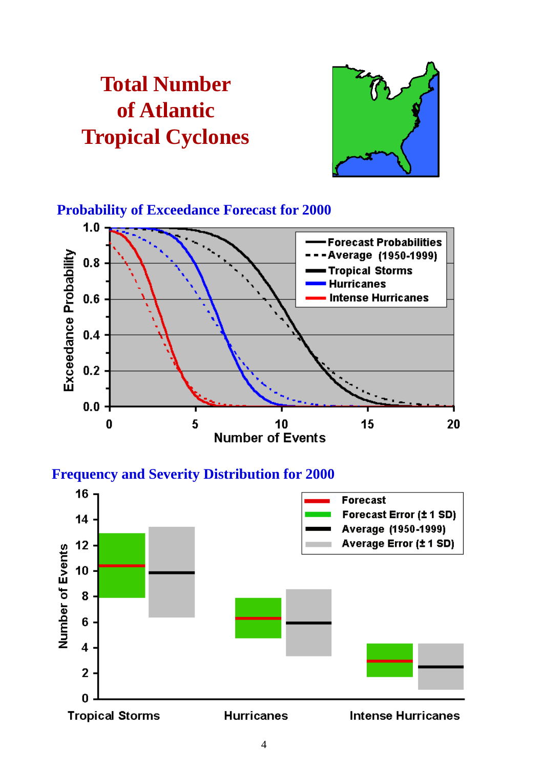# Total Number of Atlantic Tropical Cyclones

## Probability of Exceedance Forecast for 2000

Exceedance Probability

Number of Events

Forecast Probabilities
Average (1950-1999)
Tropical Storms
Hurricanes
Intense Hurricanes

## Frequency and Severity Distribution for 2000

Number of Events

Forecast
Forecast Error (± 1 SD)
Average (1950-1999)
Average Error (± 1 SD)

Tropical Storms | Hurricanes | Intense Hurricanes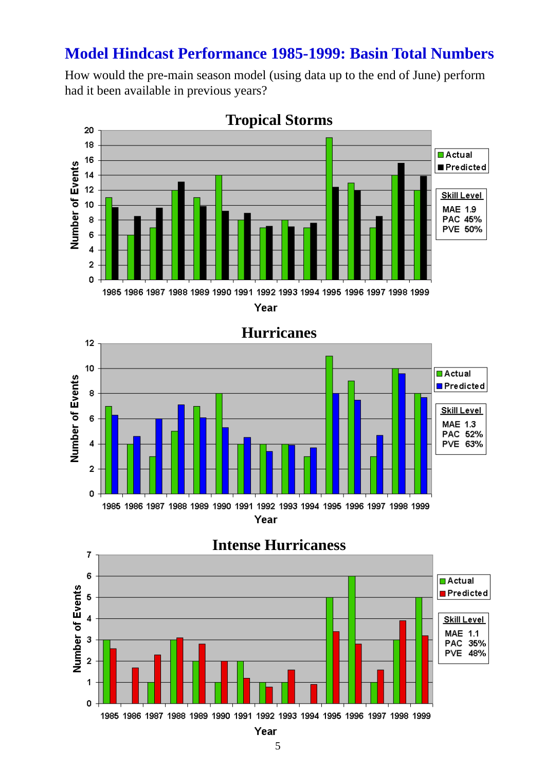# Model Hindcast Performance 1985-1999: Basin Total Numbers

How would the pre-main season model (using data up to the end of June) perform had it been available in previous years?

**Tropical Storms**

Skill Level: MAE 1.9, PAC 45%, PVE 50%

**Hurricanes**

Skill Level: MAE 1.3, PAC 52%, PVE 63%

**Intense Hurricaness**

Skill Level: MAE 1.1, PAC 35%, PVE 48%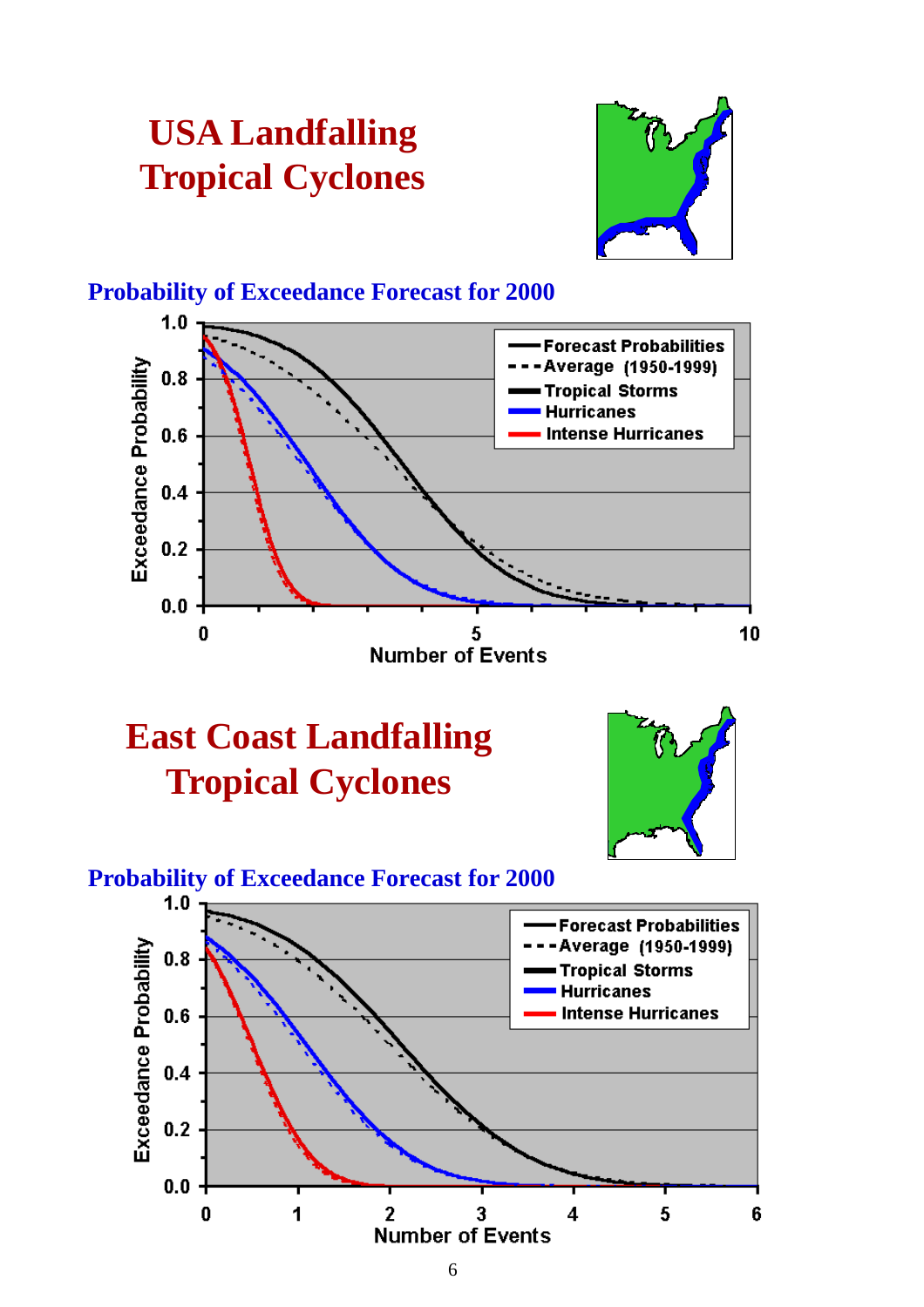# USA Landfalling Tropical Cyclones

### Probability of Exceedance Forecast for 2000

# East Coast Landfalling Tropical Cyclones

### Probability of Exceedance Forecast for 2000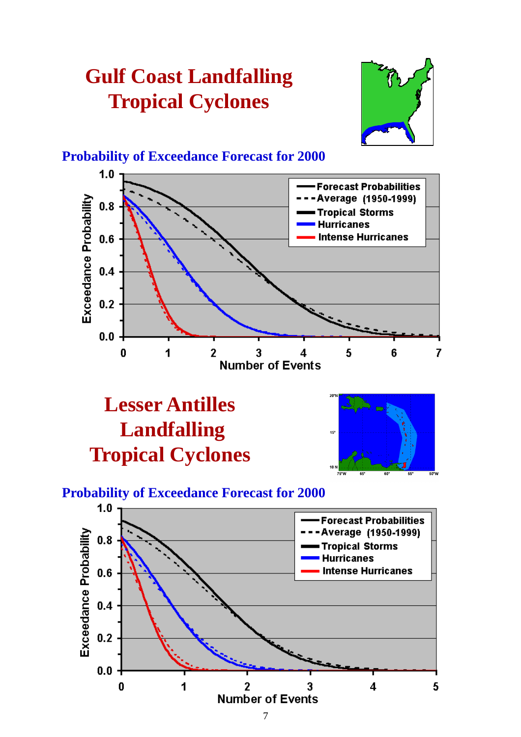# Gulf Coast Landfalling Tropical Cyclones

**Probability of Exceedance Forecast for 2000**

# Lesser Antilles Landfalling Tropical Cyclones

**Probability of Exceedance Forecast for 2000**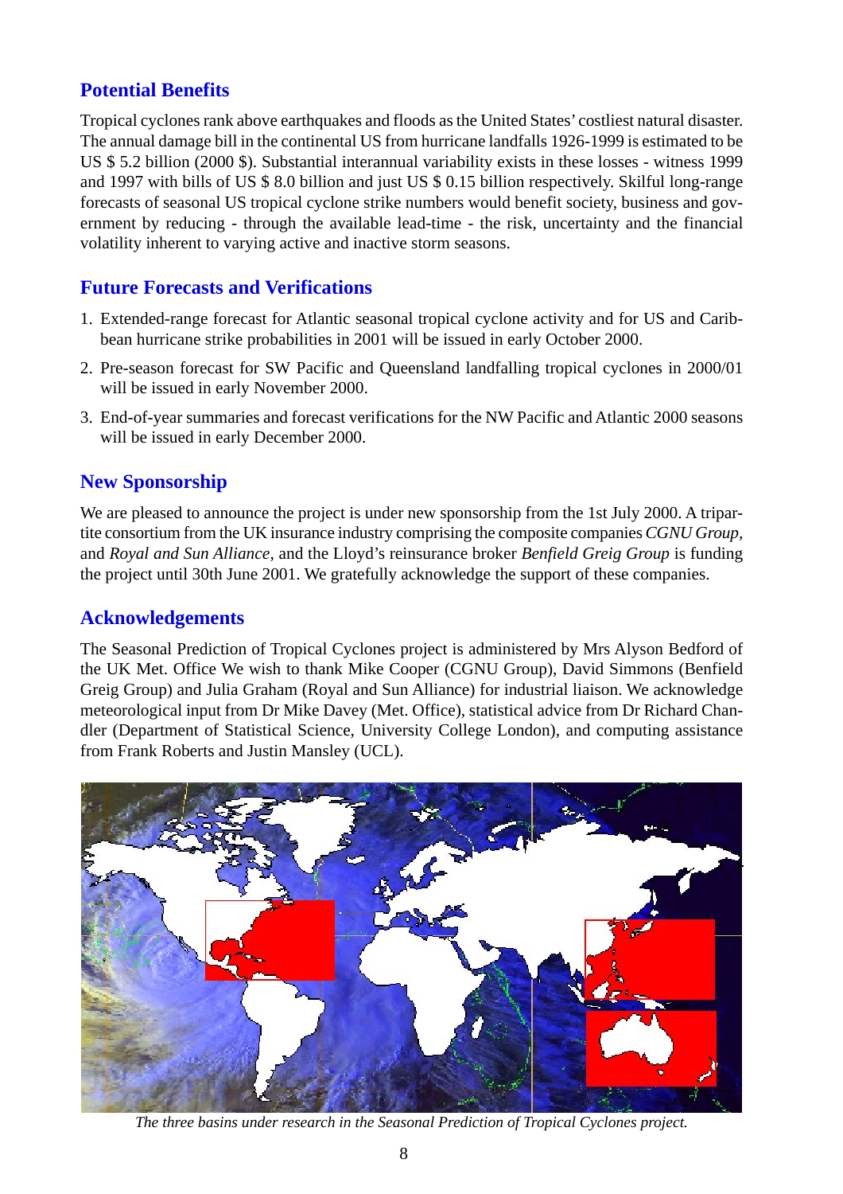## Potential Benefits

Tropical cyclones rank above earthquakes and floods as the United States' costliest natural disaster. The annual damage bill in the continental US from hurricane landfalls 1926-1999 is estimated to be US $ 5.2 billion (2000 $). Substantial interannual variability exists in these losses - witness 1999 and 1997 with bills of US $ 8.0 billion and just US $ 0.15 billion respectively. Skilful long-range forecasts of seasonal US tropical cyclone strike numbers would benefit society, business and government by reducing - through the available lead-time - the risk, uncertainty and the financial volatility inherent to varying active and inactive storm seasons.

## Future Forecasts and Verifications

1. Extended-range forecast for Atlantic seasonal tropical cyclone activity and for US and Caribbean hurricane strike probabilities in 2001 will be issued in early October 2000.
2. Pre-season forecast for SW Pacific and Queensland landfalling tropical cyclones in 2000/01 will be issued in early November 2000.
3. End-of-year summaries and forecast verifications for the NW Pacific and Atlantic 2000 seasons will be issued in early December 2000.

## New Sponsorship

We are pleased to announce the project is under new sponsorship from the 1st July 2000. A tripartite consortium from the UK insurance industry comprising the composite companies *CGNU Group*, and *Royal and Sun Alliance*, and the Lloyd's reinsurance broker *Benfield Greig Group* is funding the project until 30th June 2001. We gratefully acknowledge the support of these companies.

## Acknowledgements

The Seasonal Prediction of Tropical Cyclones project is administered by Mrs Alyson Bedford of the UK Met. Office We wish to thank Mike Cooper (CGNU Group), David Simmons (Benfield Greig Group) and Julia Graham (Royal and Sun Alliance) for industrial liaison. We acknowledge meteorological input from Dr Mike Davey (Met. Office), statistical advice from Dr Richard Chandler (Department of Statistical Science, University College London), and computing assistance from Frank Roberts and Justin Mansley (UCL).

*The three basins under research in the Seasonal Prediction of Tropical Cyclones project.*